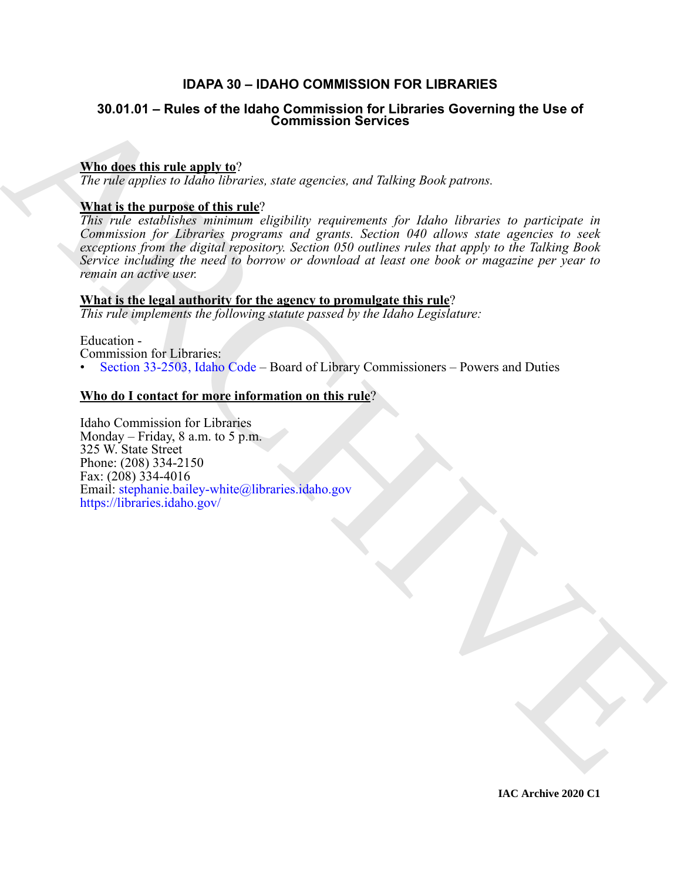# IDAPA 30 – IDAHO COMMISSION FOR LIBRARIES

## 30.01.01 – Rules of the Idaho Commission for Libraries Governing the Use of Commission Services

**Who does this rule apply to?**

*The rule applies to Idaho libraries, state agencies, and Talking Book patrons.*

**What is the purpose of this rule?**

*This rule establishes minimum eligibility requirements for Idaho libraries to participate in Commission for Libraries programs and grants. Section 040 allows state agencies to seek exceptions from the digital repository. Section 050 outlines rules that apply to the Talking Book Service including the need to borrow or download at least one book or magazine per year to remain an active user.*

**What is the legal authority for the agency to promulgate this rule?**

*This rule implements the following statute passed by the Idaho Legislature:*

Education -
Commission for Libraries:
- Section 33-2503, Idaho Code – Board of Library Commissioners – Powers and Duties

**Who do I contact for more information on this rule?**

Idaho Commission for Libraries
Monday – Friday, 8 a.m. to 5 p.m.
325 W. State Street
Phone: (208) 334-2150
Fax: (208) 334-4016
Email: stephanie.bailey-white@libraries.idaho.gov
https://libraries.idaho.gov/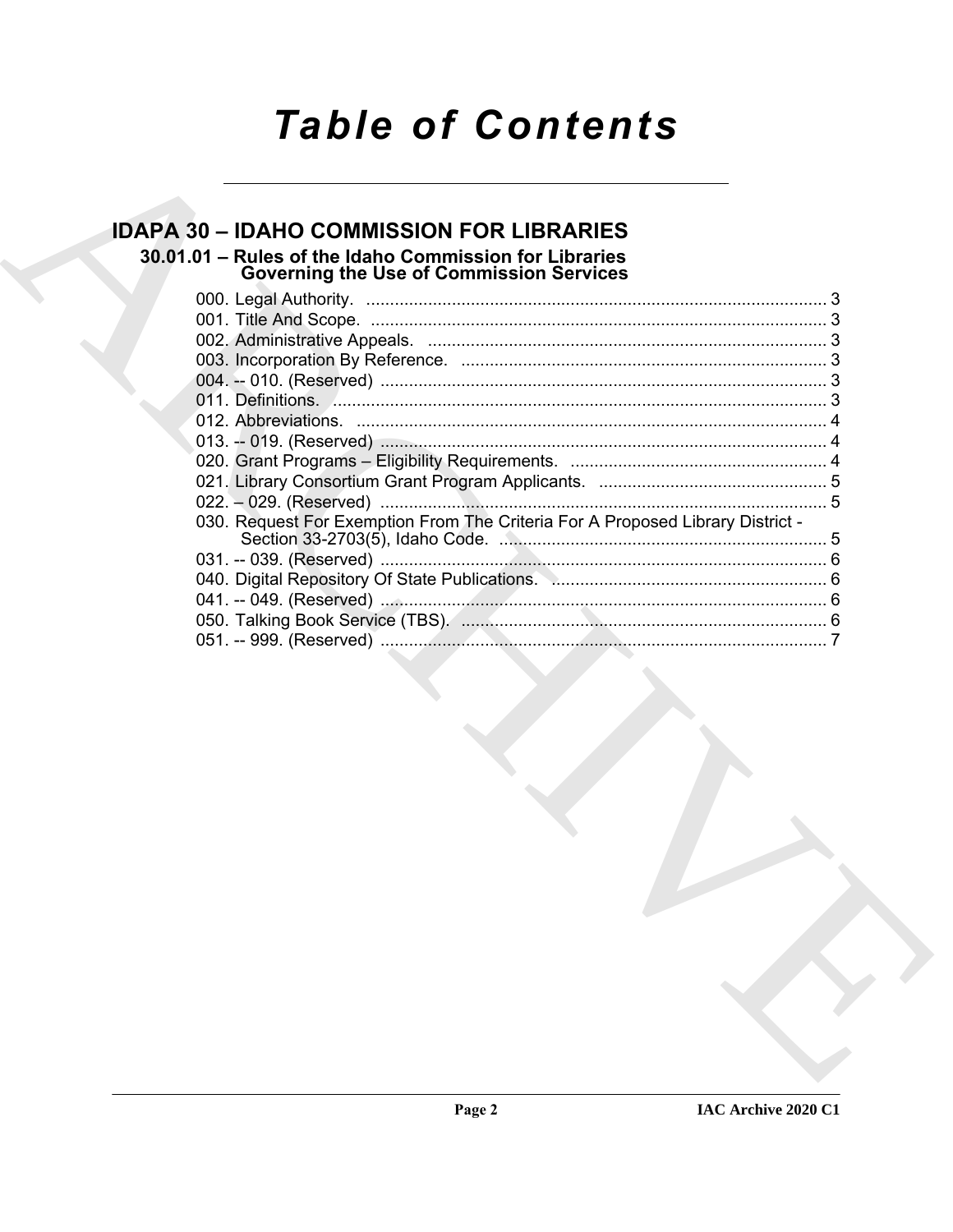# Table of Contents

## IDAPA 30 – IDAHO COMMISSION FOR LIBRARIES

### 30.01.01 – Rules of the Idaho Commission for Libraries Governing the Use of Commission Services

000. Legal Authority. ........................................................................................... 3
001. Title And Scope. ........................................................................................... 3
002. Administrative Appeals. ................................................................................ 3
003. Incorporation By Reference. ......................................................................... 3
004. -- 010. (Reserved) .......................................................................................... 3
011. Definitions. .................................................................................................. 3
012. Abbreviations. .............................................................................................. 4
013. -- 019. (Reserved) .......................................................................................... 4
020. Grant Programs – Eligibility Requirements. ................................................. 4
021. Library Consortium Grant Program Applicants. ............................................ 5
022. – 029. (Reserved) .......................................................................................... 5
030. Request For Exemption From The Criteria For A Proposed Library District - Section 33-2703(5), Idaho Code. ..................................................................... 5
031. -- 039. (Reserved) .......................................................................................... 6
040. Digital Repository Of State Publications. ...................................................... 6
041. -- 049. (Reserved) .......................................................................................... 6
050. Talking Book Service (TBS). ......................................................................... 6
051. -- 999. (Reserved) .......................................................................................... 7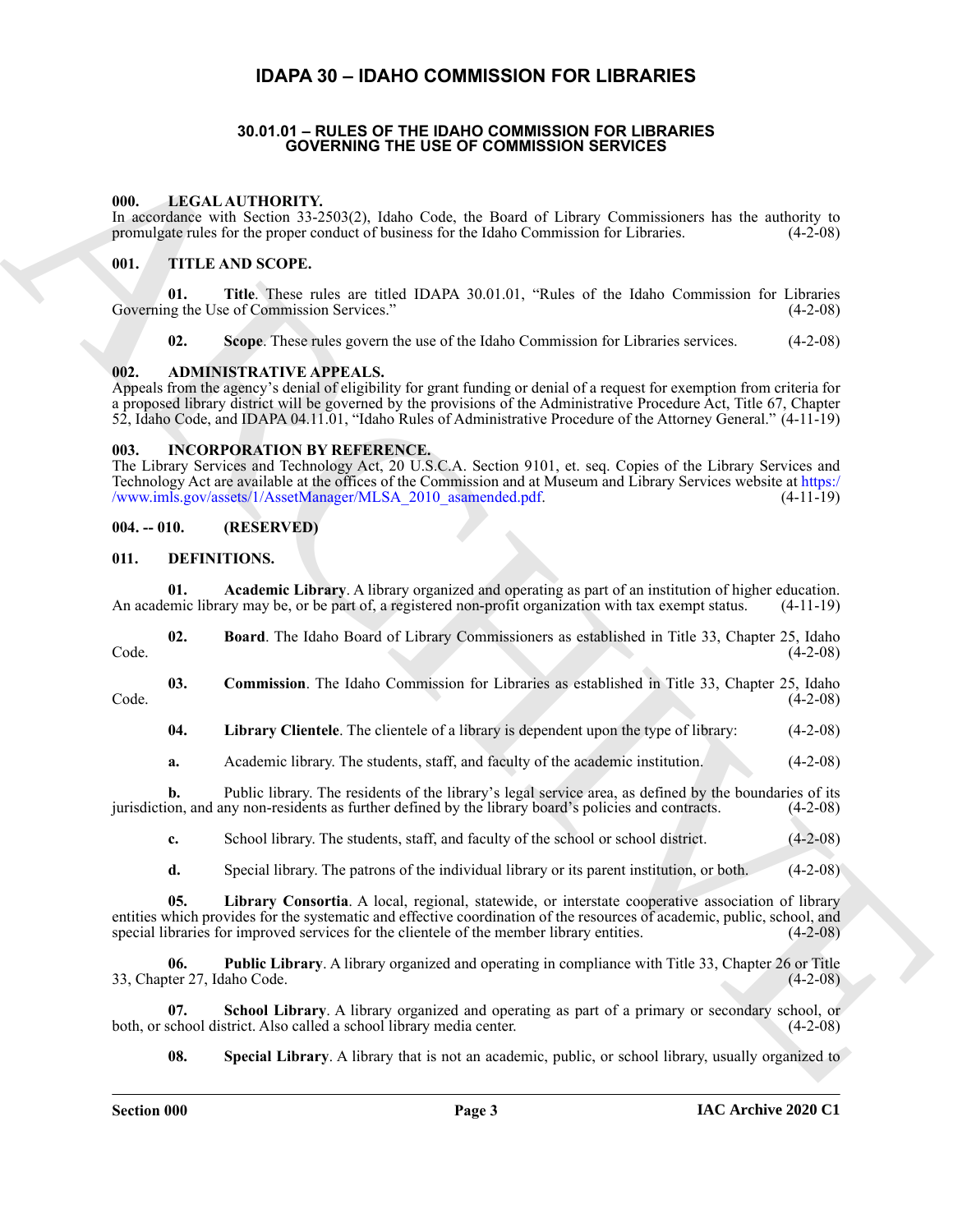# IDAPA 30 – IDAHO COMMISSION FOR LIBRARIES

## 30.01.01 – RULES OF THE IDAHO COMMISSION FOR LIBRARIES GOVERNING THE USE OF COMMISSION SERVICES

### 000. LEGAL AUTHORITY.

In accordance with Section 33-2503(2), Idaho Code, the Board of Library Commissioners has the authority to promulgate rules for the proper conduct of business for the Idaho Commission for Libraries. (4-2-08)

### 001. TITLE AND SCOPE.

**01. Title**. These rules are titled IDAPA 30.01.01, "Rules of the Idaho Commission for Libraries Governing the Use of Commission Services." (4-2-08)

**02. Scope**. These rules govern the use of the Idaho Commission for Libraries services. (4-2-08)

### 002. ADMINISTRATIVE APPEALS.

Appeals from the agency's denial of eligibility for grant funding or denial of a request for exemption from criteria for a proposed library district will be governed by the provisions of the Administrative Procedure Act, Title 67, Chapter 52, Idaho Code, and IDAPA 04.11.01, "Idaho Rules of Administrative Procedure of the Attorney General." (4-11-19)

### 003. INCORPORATION BY REFERENCE.

The Library Services and Technology Act, 20 U.S.C.A. Section 9101, et. seq. Copies of the Library Services and Technology Act are available at the offices of the Commission and at Museum and Library Services website at https://www.imls.gov/assets/1/AssetManager/MLSA_2010_asamended.pdf. (4-11-19)

### 004. -- 010. (RESERVED)

### 011. DEFINITIONS.

**01. Academic Library**. A library organized and operating as part of an institution of higher education. An academic library may be, or be part of, a registered non-profit organization with tax exempt status. (4-11-19)

**02. Board**. The Idaho Board of Library Commissioners as established in Title 33, Chapter 25, Idaho Code. (4-2-08)

**03. Commission**. The Idaho Commission for Libraries as established in Title 33, Chapter 25, Idaho Code. (4-2-08)

**04. Library Clientele**. The clientele of a library is dependent upon the type of library: (4-2-08)

**a.** Academic library. The students, staff, and faculty of the academic institution. (4-2-08)

**b.** Public library. The residents of the library's legal service area, as defined by the boundaries of its jurisdiction, and any non-residents as further defined by the library board's policies and contracts. (4-2-08)

**c.** School library. The students, staff, and faculty of the school or school district. (4-2-08)

**d.** Special library. The patrons of the individual library or its parent institution, or both. (4-2-08)

**05. Library Consortia**. A local, regional, statewide, or interstate cooperative association of library entities which provides for the systematic and effective coordination of the resources of academic, public, school, and special libraries for improved services for the clientele of the member library entities. (4-2-08)

**06. Public Library**. A library organized and operating in compliance with Title 33, Chapter 26 or Title 33, Chapter 27, Idaho Code. (4-2-08)

**07. School Library**. A library organized and operating as part of a primary or secondary school, or both, or school district. Also called a school library media center. (4-2-08)

**08. Special Library**. A library that is not an academic, public, or school library, usually organized to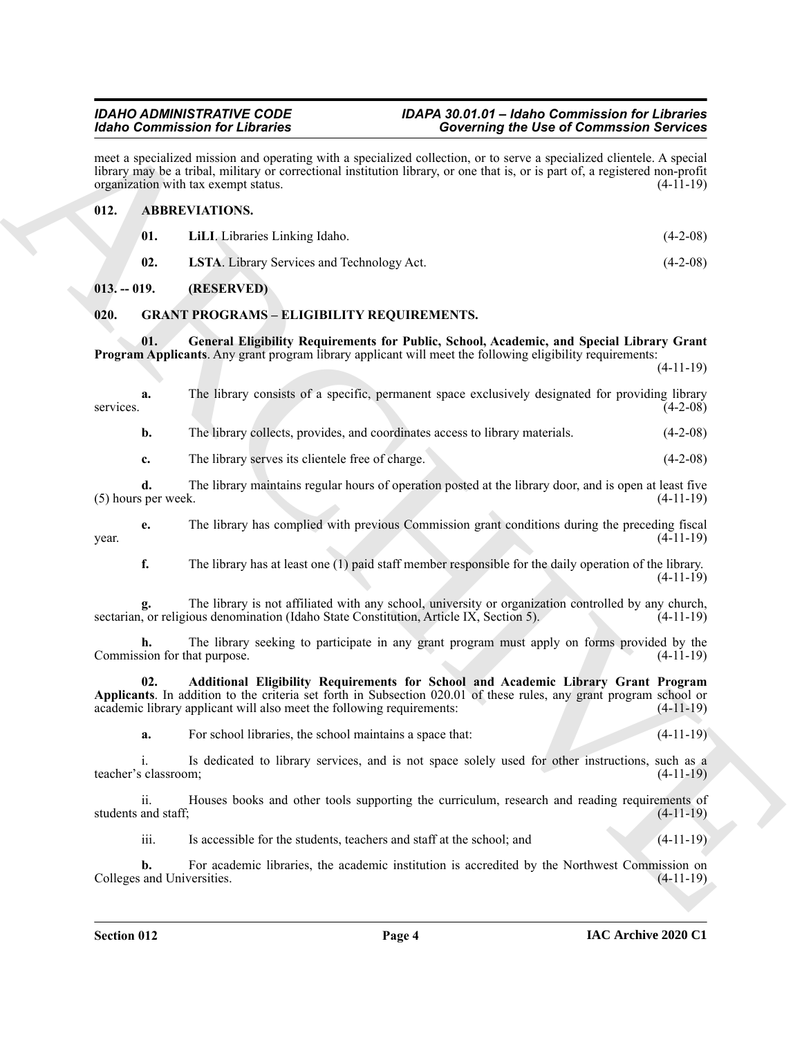meet a specialized mission and operating with a specialized collection, or to serve a specialized clientele. A special library may be a tribal, military or correctional institution library, or one that is, or is part of, a registered non-profit organization with tax exempt status. (4-11-19)

### 012. ABBREVIATIONS.

**01.** **LiLI**. Libraries Linking Idaho. (4-2-08)

**02.** **LSTA**. Library Services and Technology Act. (4-2-08)

### 013. -- 019. (RESERVED)

### 020. GRANT PROGRAMS – ELIGIBILITY REQUIREMENTS.

**01. General Eligibility Requirements for Public, School, Academic, and Special Library Grant Program Applicants**. Any grant program library applicant will meet the following eligibility requirements: (4-11-19)

**a.** The library consists of a specific, permanent space exclusively designated for providing library services. (4-2-08)

**b.** The library collects, provides, and coordinates access to library materials. (4-2-08)

**c.** The library serves its clientele free of charge. (4-2-08)

**d.** The library maintains regular hours of operation posted at the library door, and is open at least five (5) hours per week. (4-11-19)

**e.** The library has complied with previous Commission grant conditions during the preceding fiscal year. (4-11-19)

**f.** The library has at least one (1) paid staff member responsible for the daily operation of the library. (4-11-19)

**g.** The library is not affiliated with any school, university or organization controlled by any church, sectarian, or religious denomination (Idaho State Constitution, Article IX, Section 5). (4-11-19)

**h.** The library seeking to participate in any grant program must apply on forms provided by the Commission for that purpose. (4-11-19)

**02. Additional Eligibility Requirements for School and Academic Library Grant Program Applicants**. In addition to the criteria set forth in Subsection 020.01 of these rules, any grant program school or academic library applicant will also meet the following requirements: (4-11-19)

**a.** For school libraries, the school maintains a space that: (4-11-19)

i. Is dedicated to library services, and is not space solely used for other instructions, such as a teacher's classroom; (4-11-19)

ii. Houses books and other tools supporting the curriculum, research and reading requirements of students and staff; (4-11-19)

iii. Is accessible for the students, teachers and staff at the school; and (4-11-19)

**b.** For academic libraries, the academic institution is accredited by the Northwest Commission on Colleges and Universities. (4-11-19)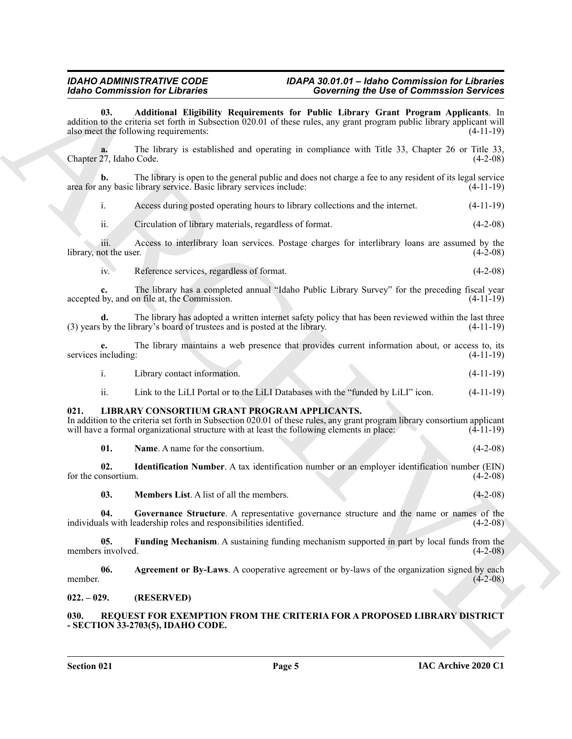**03. Additional Eligibility Requirements for Public Library Grant Program Applicants**. In addition to the criteria set forth in Subsection 020.01 of these rules, any grant program public library applicant will also meet the following requirements: (4-11-19)

**a.** The library is established and operating in compliance with Title 33, Chapter 26 or Title 33, Chapter 27, Idaho Code. (4-2-08)

**b.** The library is open to the general public and does not charge a fee to any resident of its legal service area for any basic library service. Basic library services include: (4-11-19)

i. Access during posted operating hours to library collections and the internet. (4-11-19)

ii. Circulation of library materials, regardless of format. (4-2-08)

iii. Access to interlibrary loan services. Postage charges for interlibrary loans are assumed by the library, not the user. (4-2-08)

iv. Reference services, regardless of format. (4-2-08)

**c.** The library has a completed annual "Idaho Public Library Survey" for the preceding fiscal year accepted by, and on file at, the Commission. (4-11-19)

**d.** The library has adopted a written internet safety policy that has been reviewed within the last three (3) years by the library's board of trustees and is posted at the library. (4-11-19)

**e.** The library maintains a web presence that provides current information about, or access to, its services including: (4-11-19)

i. Library contact information. (4-11-19)

ii. Link to the LiLI Portal or to the LiLI Databases with the "funded by LiLI" icon. (4-11-19)

**021. LIBRARY CONSORTIUM GRANT PROGRAM APPLICANTS.**

In addition to the criteria set forth in Subsection 020.01 of these rules, any grant program library consortium applicant will have a formal organizational structure with at least the following elements in place: (4-11-19)

**01. Name**. A name for the consortium. (4-2-08)

**02. Identification Number**. A tax identification number or an employer identification number (EIN) for the consortium. (4-2-08)

**03. Members List**. A list of all the members. (4-2-08)

**04. Governance Structure**. A representative governance structure and the name or names of the individuals with leadership roles and responsibilities identified. (4-2-08)

**05. Funding Mechanism**. A sustaining funding mechanism supported in part by local funds from the members involved. (4-2-08)

**06. Agreement or By-Laws**. A cooperative agreement or by-laws of the organization signed by each member. (4-2-08)

**022. – 029. (RESERVED)**

**030. REQUEST FOR EXEMPTION FROM THE CRITERIA FOR A PROPOSED LIBRARY DISTRICT - SECTION 33-2703(5), IDAHO CODE.**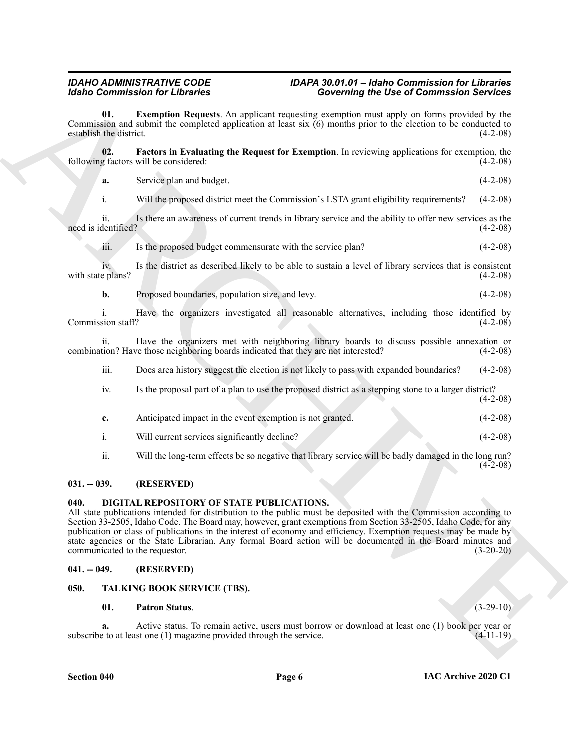**01. Exemption Requests**. An applicant requesting exemption must apply on forms provided by the Commission and submit the completed application at least six (6) months prior to the election to be conducted to establish the district. (4-2-08)

**02. Factors in Evaluating the Request for Exemption**. In reviewing applications for exemption, the following factors will be considered: (4-2-08)

**a.** Service plan and budget. (4-2-08)

i. Will the proposed district meet the Commission's LSTA grant eligibility requirements? (4-2-08)

ii. Is there an awareness of current trends in library service and the ability to offer new services as the need is identified? (4-2-08)

iii. Is the proposed budget commensurate with the service plan? (4-2-08)

iv. Is the district as described likely to be able to sustain a level of library services that is consistent with state plans? (4-2-08)

**b.** Proposed boundaries, population size, and levy. (4-2-08)

i. Have the organizers investigated all reasonable alternatives, including those identified by Commission staff? (4-2-08)

ii. Have the organizers met with neighboring library boards to discuss possible annexation or combination? Have those neighboring boards indicated that they are not interested? (4-2-08)

iii. Does area history suggest the election is not likely to pass with expanded boundaries? (4-2-08)

iv. Is the proposal part of a plan to use the proposed district as a stepping stone to a larger district? (4-2-08)

**c.** Anticipated impact in the event exemption is not granted. (4-2-08)

i. Will current services significantly decline? (4-2-08)

ii. Will the long-term effects be so negative that library service will be badly damaged in the long run? (4-2-08)

## 031. -- 039. (RESERVED)

## 040. DIGITAL REPOSITORY OF STATE PUBLICATIONS.

All state publications intended for distribution to the public must be deposited with the Commission according to Section 33-2505, Idaho Code. The Board may, however, grant exemptions from Section 33-2505, Idaho Code, for any publication or class of publications in the interest of economy and efficiency. Exemption requests may be made by state agencies or the State Librarian. Any formal Board action will be documented in the Board minutes and communicated to the requestor. (3-20-20)

## 041. -- 049. (RESERVED)

## 050. TALKING BOOK SERVICE (TBS).

**01. Patron Status**. (3-29-10)

**a.** Active status. To remain active, users must borrow or download at least one (1) book per year or subscribe to at least one (1) magazine provided through the service. (4-11-19)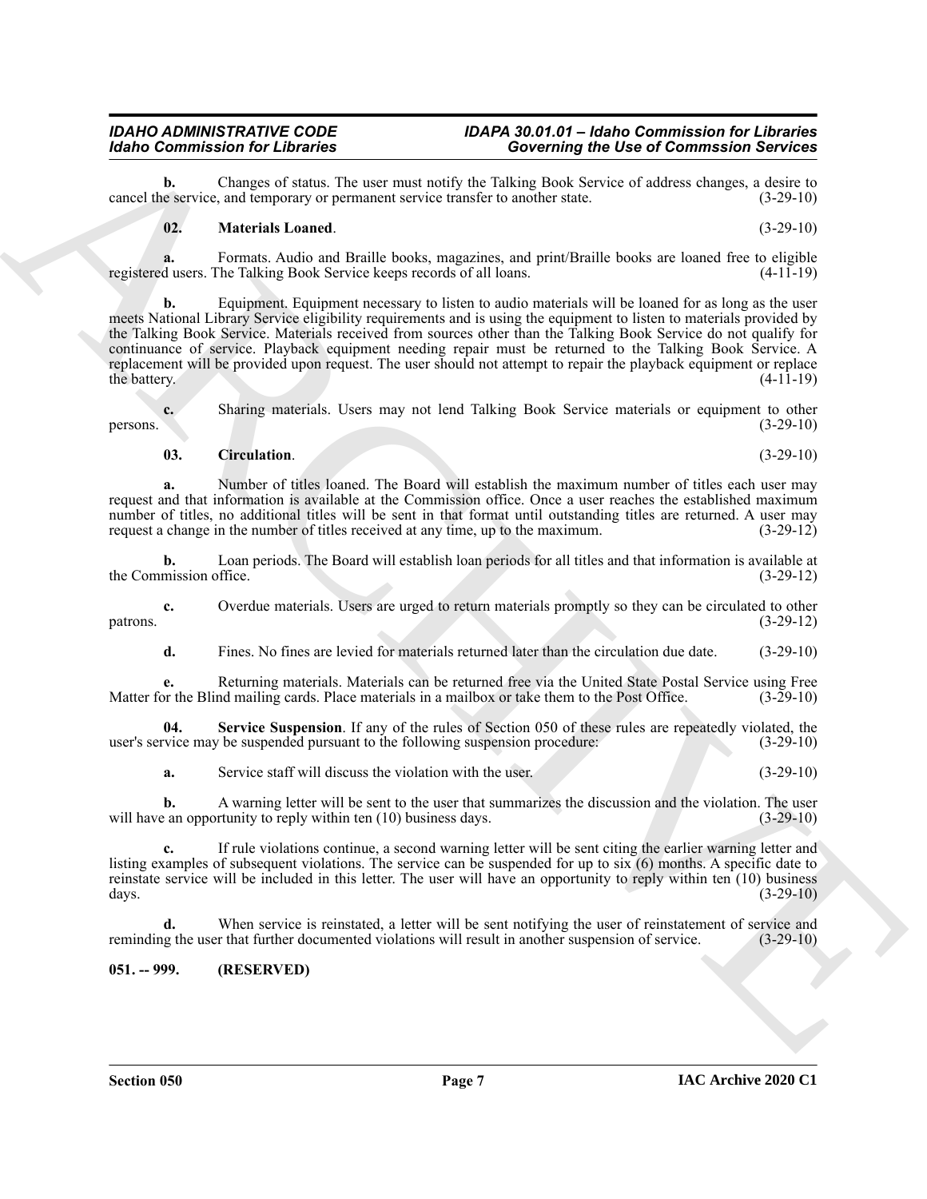**b.** Changes of status. The user must notify the Talking Book Service of address changes, a desire to cancel the service, and temporary or permanent service transfer to another state. (3-29-10)

**02. Materials Loaned**. (3-29-10)

**a.** Formats. Audio and Braille books, magazines, and print/Braille books are loaned free to eligible registered users. The Talking Book Service keeps records of all loans. (4-11-19)

**b.** Equipment. Equipment necessary to listen to audio materials will be loaned for as long as the user meets National Library Service eligibility requirements and is using the equipment to listen to materials provided by the Talking Book Service. Materials received from sources other than the Talking Book Service do not qualify for continuance of service. Playback equipment needing repair must be returned to the Talking Book Service. A replacement will be provided upon request. The user should not attempt to repair the playback equipment or replace the battery. (4-11-19)

**c.** Sharing materials. Users may not lend Talking Book Service materials or equipment to other persons. (3-29-10)

**03. Circulation**. (3-29-10)

**a.** Number of titles loaned. The Board will establish the maximum number of titles each user may request and that information is available at the Commission office. Once a user reaches the established maximum number of titles, no additional titles will be sent in that format until outstanding titles are returned. A user may request a change in the number of titles received at any time, up to the maximum. (3-29-12)

**b.** Loan periods. The Board will establish loan periods for all titles and that information is available at the Commission office. (3-29-12)

**c.** Overdue materials. Users are urged to return materials promptly so they can be circulated to other patrons. (3-29-12)

**d.** Fines. No fines are levied for materials returned later than the circulation due date. (3-29-10)

**e.** Returning materials. Materials can be returned free via the United State Postal Service using Free Matter for the Blind mailing cards. Place materials in a mailbox or take them to the Post Office. (3-29-10)

**04. Service Suspension**. If any of the rules of Section 050 of these rules are repeatedly violated, the user's service may be suspended pursuant to the following suspension procedure: (3-29-10)

**a.** Service staff will discuss the violation with the user. (3-29-10)

**b.** A warning letter will be sent to the user that summarizes the discussion and the violation. The user will have an opportunity to reply within ten (10) business days. (3-29-10)

**c.** If rule violations continue, a second warning letter will be sent citing the earlier warning letter and listing examples of subsequent violations. The service can be suspended for up to six (6) months. A specific date to reinstate service will be included in this letter. The user will have an opportunity to reply within ten (10) business days. (3-29-10)

**d.** When service is reinstated, a letter will be sent notifying the user of reinstatement of service and reminding the user that further documented violations will result in another suspension of service. (3-29-10)

## 051. -- 999. (RESERVED)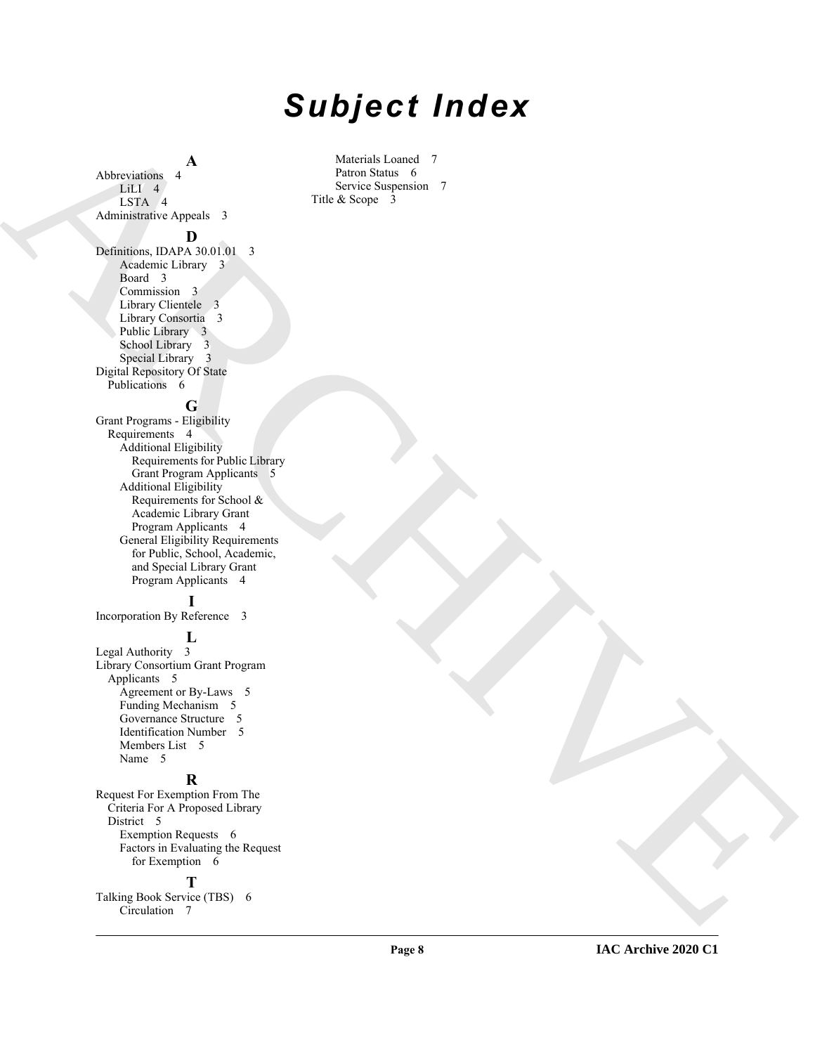# Subject Index

**A**

Abbreviations 4
- LiLI 4
- LSTA 4

Administrative Appeals 3

**D**

Definitions, IDAPA 30.01.01 3
- Academic Library 3
- Board 3
- Commission 3
- Library Clientele 3
- Library Consortia 3
- Public Library 3
- School Library 3
- Special Library 3

Digital Repository Of State Publications 6

**G**

Grant Programs - Eligibility Requirements 4
- Additional Eligibility Requirements for Public Library Grant Program Applicants 5
- Additional Eligibility Requirements for School & Academic Library Grant Program Applicants 4
- General Eligibility Requirements for Public, School, Academic, and Special Library Grant Program Applicants 4

**I**

Incorporation By Reference 3

**L**

Legal Authority 3

Library Consortium Grant Program Applicants 5
- Agreement or By-Laws 5
- Funding Mechanism 5
- Governance Structure 5
- Identification Number 5
- Members List 5
- Name 5

**R**

Request For Exemption From The Criteria For A Proposed Library District 5
- Exemption Requests 6
- Factors in Evaluating the Request for Exemption 6

**T**

Talking Book Service (TBS) 6
- Circulation 7
- Materials Loaned 7
- Patron Status 6
- Service Suspension 7

Title & Scope 3